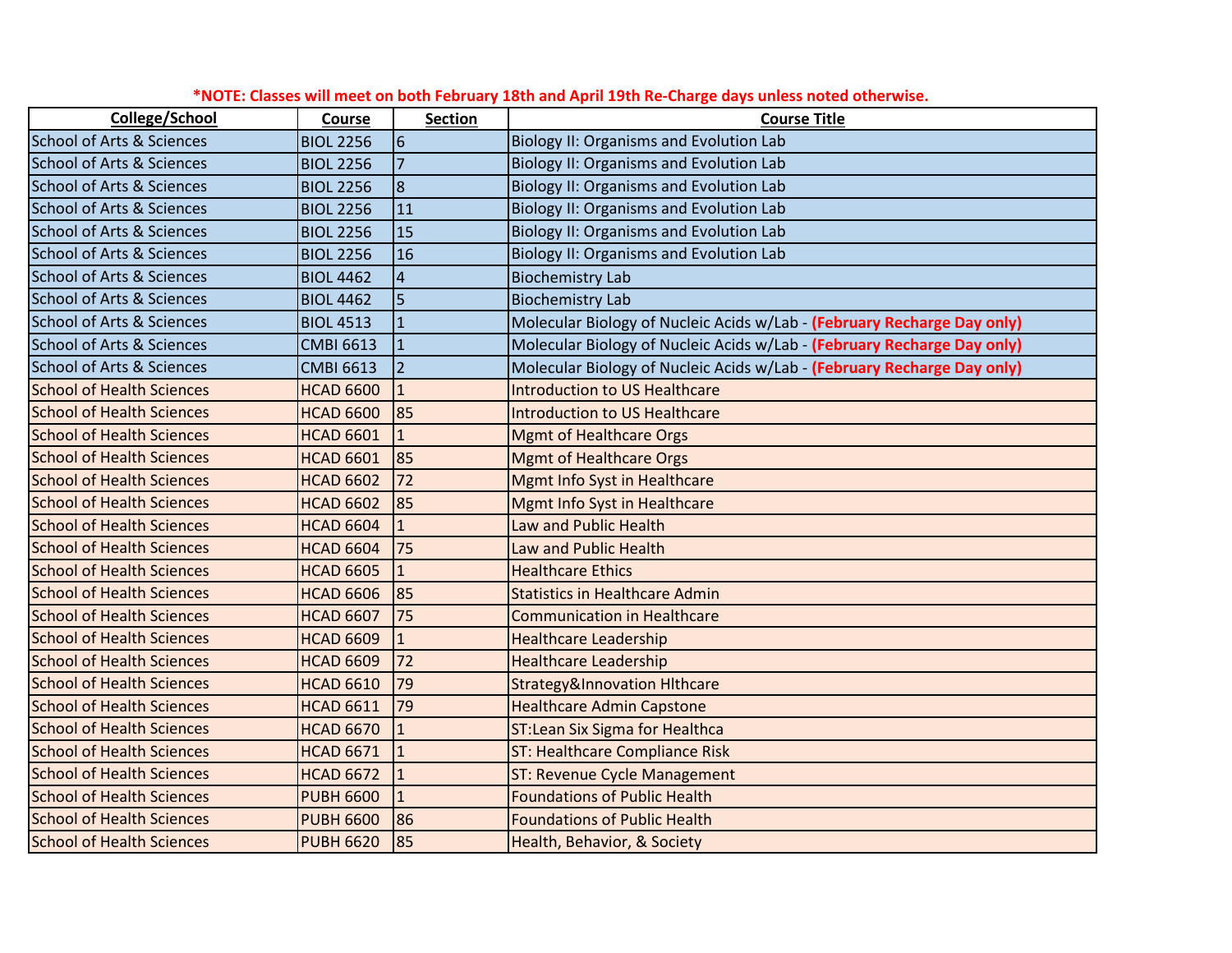**\*NOTE: Classes will meet on both February 18th and April 19th Re-Charge days unless noted otherwise.**

| College/School | Course | Section | Course Title |
|---|---|---|---|
| School of Arts & Sciences | BIOL 2256 | 6 | Biology II: Organisms and Evolution Lab |
| School of Arts & Sciences | BIOL 2256 | 7 | Biology II: Organisms and Evolution Lab |
| School of Arts & Sciences | BIOL 2256 | 8 | Biology II: Organisms and Evolution Lab |
| School of Arts & Sciences | BIOL 2256 | 11 | Biology II: Organisms and Evolution Lab |
| School of Arts & Sciences | BIOL 2256 | 15 | Biology II: Organisms and Evolution Lab |
| School of Arts & Sciences | BIOL 2256 | 16 | Biology II: Organisms and Evolution Lab |
| School of Arts & Sciences | BIOL 4462 | 4 | Biochemistry Lab |
| School of Arts & Sciences | BIOL 4462 | 5 | Biochemistry Lab |
| School of Arts & Sciences | BIOL 4513 | 1 | Molecular Biology of Nucleic Acids w/Lab - **(February Recharge Day only)** |
| School of Arts & Sciences | CMBI 6613 | 1 | Molecular Biology of Nucleic Acids w/Lab - **(February Recharge Day only)** |
| School of Arts & Sciences | CMBI 6613 | 2 | Molecular Biology of Nucleic Acids w/Lab - **(February Recharge Day only)** |
| School of Health Sciences | HCAD 6600 | 1 | Introduction to US Healthcare |
| School of Health Sciences | HCAD 6600 | 85 | Introduction to US Healthcare |
| School of Health Sciences | HCAD 6601 | 1 | Mgmt of Healthcare Orgs |
| School of Health Sciences | HCAD 6601 | 85 | Mgmt of Healthcare Orgs |
| School of Health Sciences | HCAD 6602 | 72 | Mgmt Info Syst in Healthcare |
| School of Health Sciences | HCAD 6602 | 85 | Mgmt Info Syst in Healthcare |
| School of Health Sciences | HCAD 6604 | 1 | Law and Public Health |
| School of Health Sciences | HCAD 6604 | 75 | Law and Public Health |
| School of Health Sciences | HCAD 6605 | 1 | Healthcare Ethics |
| School of Health Sciences | HCAD 6606 | 85 | Statistics in Healthcare Admin |
| School of Health Sciences | HCAD 6607 | 75 | Communication in Healthcare |
| School of Health Sciences | HCAD 6609 | 1 | Healthcare Leadership |
| School of Health Sciences | HCAD 6609 | 72 | Healthcare Leadership |
| School of Health Sciences | HCAD 6610 | 79 | Strategy&Innovation Hlthcare |
| School of Health Sciences | HCAD 6611 | 79 | Healthcare Admin Capstone |
| School of Health Sciences | HCAD 6670 | 1 | ST:Lean Six Sigma for Healthca |
| School of Health Sciences | HCAD 6671 | 1 | ST: Healthcare Compliance Risk |
| School of Health Sciences | HCAD 6672 | 1 | ST: Revenue Cycle Management |
| School of Health Sciences | PUBH 6600 | 1 | Foundations of Public Health |
| School of Health Sciences | PUBH 6600 | 86 | Foundations of Public Health |
| School of Health Sciences | PUBH 6620 | 85 | Health, Behavior, & Society |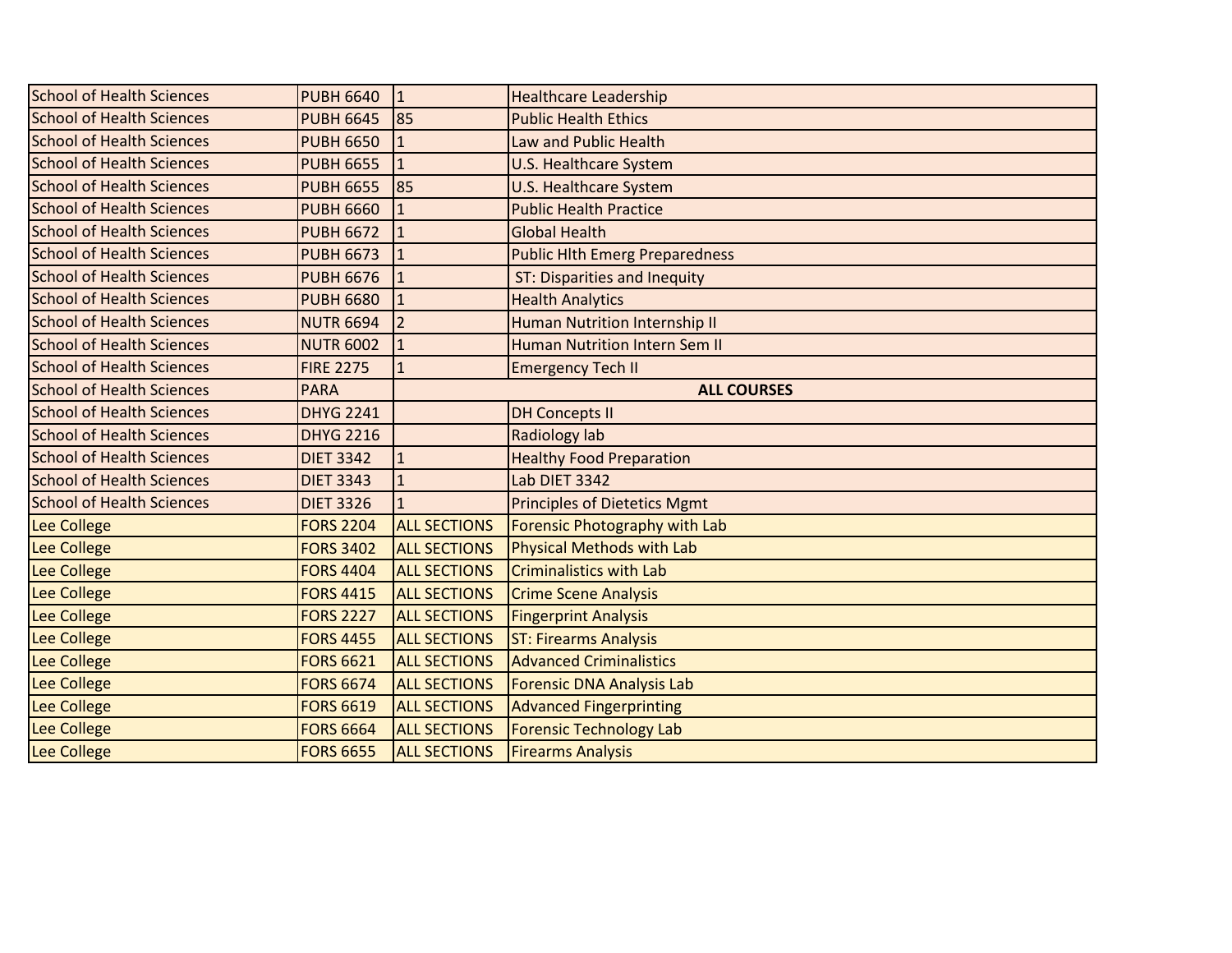| | | | |
|---|---|---|---|
| School of Health Sciences | PUBH 6640 | 1 | Healthcare Leadership |
| School of Health Sciences | PUBH 6645 | 85 | Public Health Ethics |
| School of Health Sciences | PUBH 6650 | 1 | Law and Public Health |
| School of Health Sciences | PUBH 6655 | 1 | U.S. Healthcare System |
| School of Health Sciences | PUBH 6655 | 85 | U.S. Healthcare System |
| School of Health Sciences | PUBH 6660 | 1 | Public Health Practice |
| School of Health Sciences | PUBH 6672 | 1 | Global Health |
| School of Health Sciences | PUBH 6673 | 1 | Public Hlth Emerg Preparedness |
| School of Health Sciences | PUBH 6676 | 1 | ST: Disparities and Inequity |
| School of Health Sciences | PUBH 6680 | 1 | Health Analytics |
| School of Health Sciences | NUTR 6694 | 2 | Human Nutrition Internship II |
| School of Health Sciences | NUTR 6002 | 1 | Human Nutrition Intern Sem II |
| School of Health Sciences | FIRE 2275 | 1 | Emergency Tech II |
| School of Health Sciences | PARA | **ALL COURSES** | |
| School of Health Sciences | DHYG 2241 | | DH Concepts II |
| School of Health Sciences | DHYG 2216 | | Radiology lab |
| School of Health Sciences | DIET 3342 | 1 | Healthy Food Preparation |
| School of Health Sciences | DIET 3343 | 1 | Lab DIET 3342 |
| School of Health Sciences | DIET 3326 | 1 | Principles of Dietetics Mgmt |
| Lee College | FORS 2204 | ALL SECTIONS | Forensic Photography with Lab |
| Lee College | FORS 3402 | ALL SECTIONS | Physical Methods with Lab |
| Lee College | FORS 4404 | ALL SECTIONS | Criminalistics with Lab |
| Lee College | FORS 4415 | ALL SECTIONS | Crime Scene Analysis |
| Lee College | FORS 2227 | ALL SECTIONS | Fingerprint Analysis |
| Lee College | FORS 4455 | ALL SECTIONS | ST: Firearms Analysis |
| Lee College | FORS 6621 | ALL SECTIONS | Advanced Criminalistics |
| Lee College | FORS 6674 | ALL SECTIONS | Forensic DNA Analysis Lab |
| Lee College | FORS 6619 | ALL SECTIONS | Advanced Fingerprinting |
| Lee College | FORS 6664 | ALL SECTIONS | Forensic Technology Lab |
| Lee College | FORS 6655 | ALL SECTIONS | Firearms Analysis |